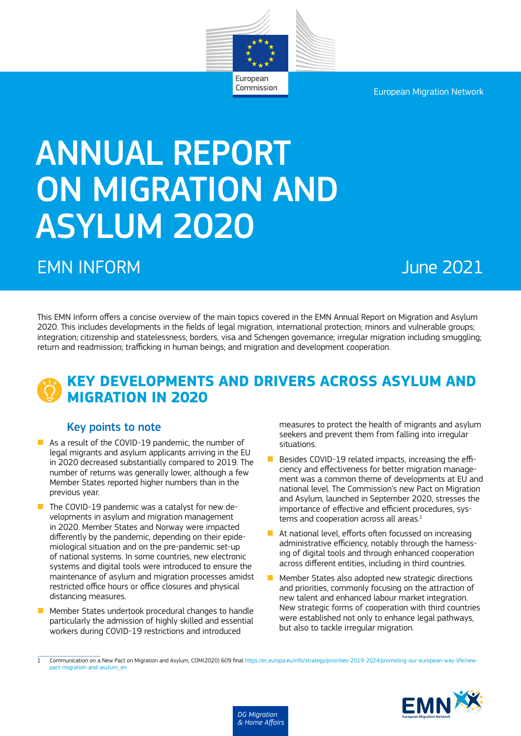European Migration Network

# ANNUAL REPORT ON MIGRATION AND ASYLUM 2020

## EMN INFORM

June 2021

This EMN Inform offers a concise overview of the main topics covered in the EMN Annual Report on Migration and Asylum 2020. This includes developments in the fields of legal migration, international protection; minors and vulnerable groups; integration; citizenship and statelessness; borders, visa and Schengen governance; irregular migration including smuggling; return and readmission; trafficking in human beings; and migration and development cooperation.

## KEY DEVELOPMENTS AND DRIVERS ACROSS ASYLUM AND MIGRATION IN 2020

### Key points to note

- As a result of the COVID-19 pandemic, the number of legal migrants and asylum applicants arriving in the EU in 2020 decreased substantially compared to 2019. The number of returns was generally lower, although a few Member States reported higher numbers than in the previous year.
- The COVID-19 pandemic was a catalyst for new developments in asylum and migration management in 2020. Member States and Norway were impacted differently by the pandemic, depending on their epidemiological situation and on the pre-pandemic set-up of national systems. In some countries, new electronic systems and digital tools were introduced to ensure the maintenance of asylum and migration processes amidst restricted office hours or office closures and physical distancing measures.
- Member States undertook procedural changes to handle particularly the admission of highly skilled and essential workers during COVID-19 restrictions and introduced measures to protect the health of migrants and asylum seekers and prevent them from falling into irregular situations.
- Besides COVID-19 related impacts, increasing the efficiency and effectiveness for better migration management was a common theme of developments at EU and national level. The Commission's new Pact on Migration and Asylum, launched in September 2020, stresses the importance of effective and efficient procedures, systems and cooperation across all areas.[1]
- At national level, efforts often focussed on increasing administrative efficiency, notably through the harnessing of digital tools and through enhanced cooperation across different entities, including in third countries.
- Member States also adopted new strategic directions and priorities, commonly focusing on the attraction of new talent and enhanced labour market integration. New strategic forms of cooperation with third countries were established not only to enhance legal pathways, but also to tackle irregular migration.

1 Communication on a New Pact on Migration and Asylum, COM(2020) 609 final https://ec.europa.eu/info/strategy/priorities-2019-2024/promoting-our-european-way-life/new-pact-migration-and-asylum_en

DG Migration & Home Affairs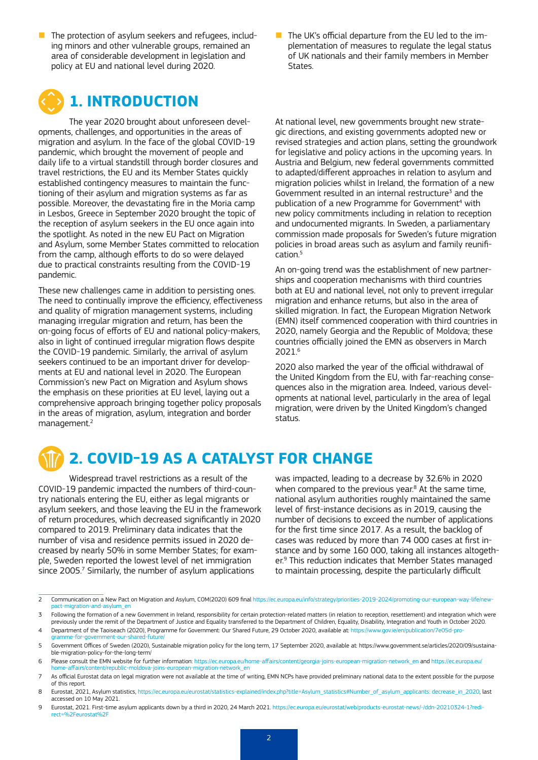- The protection of asylum seekers and refugees, including minors and other vulnerable groups, remained an area of considerable development in legislation and policy at EU and national level during 2020.
- The UK's official departure from the EU led to the implementation of measures to regulate the legal status of UK nationals and their family members in Member States.

## 1. INTRODUCTION

The year 2020 brought about unforeseen developments, challenges, and opportunities in the areas of migration and asylum. In the face of the global COVID-19 pandemic, which brought the movement of people and daily life to a virtual standstill through border closures and travel restrictions, the EU and its Member States quickly established contingency measures to maintain the functioning of their asylum and migration systems as far as possible. Moreover, the devastating fire in the Moria camp in Lesbos, Greece in September 2020 brought the topic of the reception of asylum seekers in the EU once again into the spotlight. As noted in the new EU Pact on Migration and Asylum, some Member States committed to relocation from the camp, although efforts to do so were delayed due to practical constraints resulting from the COVID-19 pandemic.

These new challenges came in addition to persisting ones. The need to continually improve the efficiency, effectiveness and quality of migration management systems, including managing irregular migration and return, has been the on-going focus of efforts of EU and national policy-makers, also in light of continued irregular migration flows despite the COVID-19 pandemic. Similarly, the arrival of asylum seekers continued to be an important driver for developments at EU and national level in 2020. The European Commission's new Pact on Migration and Asylum shows the emphasis on these priorities at EU level, laying out a comprehensive approach bringing together policy proposals in the areas of migration, asylum, integration and border management.[2]

At national level, new governments brought new strategic directions, and existing governments adopted new or revised strategies and action plans, setting the groundwork for legislative and policy actions in the upcoming years. In Austria and Belgium, new federal governments committed to adapted/different approaches in relation to asylum and migration policies whilst in Ireland, the formation of a new Government resulted in an internal restructure[3] and the publication of a new Programme for Government[4] with new policy commitments including in relation to reception and undocumented migrants. In Sweden, a parliamentary commission made proposals for Sweden's future migration policies in broad areas such as asylum and family reunification.[5]

An on-going trend was the establishment of new partnerships and cooperation mechanisms with third countries both at EU and national level, not only to prevent irregular migration and enhance returns, but also in the area of skilled migration. In fact, the European Migration Network (EMN) itself commenced cooperation with third countries in 2020, namely Georgia and the Republic of Moldova; these countries officially joined the EMN as observers in March 2021.[6]

2020 also marked the year of the official withdrawal of the United Kingdom from the EU, with far-reaching consequences also in the migration area. Indeed, various developments at national level, particularly in the area of legal migration, were driven by the United Kingdom's changed status.

## 2. COVID-19 AS A CATALYST FOR CHANGE

Widespread travel restrictions as a result of the COVID-19 pandemic impacted the numbers of third-country nationals entering the EU, either as legal migrants or asylum seekers, and those leaving the EU in the framework of return procedures, which decreased significantly in 2020 compared to 2019. Preliminary data indicates that the number of visa and residence permits issued in 2020 decreased by nearly 50% in some Member States; for example, Sweden reported the lowest level of net immigration since 2005.[7] Similarly, the number of asylum applications was impacted, leading to a decrease by 32.6% in 2020 when compared to the previous year.[8] At the same time, national asylum authorities roughly maintained the same level of first-instance decisions as in 2019, causing the number of decisions to exceed the number of applications for the first time since 2017. As a result, the backlog of cases was reduced by more than 74 000 cases at first instance and by some 160 000, taking all instances altogether.[9] This reduction indicates that Member States managed to maintain processing, despite the particularly difficult

---

2 Communication on a New Pact on Migration and Asylum, COM(2020) 609 final https://ec.europa.eu/info/strategy/priorities-2019-2024/promoting-our-european-way-life/new-pact-migration-and-asylum_en

3 Following the formation of a new Government in Ireland, responsibility for certain protection-related matters (in relation to reception, resettlement) and integration which were previously under the remit of the Department of Justice and Equality transferred to the Department of Children, Equality, Disability, Integration and Youth in October 2020.

4 Department of the Taoiseach (2020), Programme for Government: Our Shared Future, 29 October 2020, available at: https://www.gov.ie/en/publication/7e05d-programme-for-government-our-shared-future/

5 Government Offices of Sweden (2020), Sustainable migration policy for the long term, 17 September 2020, available at: https://www.government.se/articles/2020/09/sustainable-migration-policy-for-the-long-term/

6 Please consult the EMN website for further information: https://ec.europa.eu/home-affairs/content/georgia-joins-european-migration-network_en and https://ec.europa.eu/home-affairs/content/republic-moldova-joins-european-migration-network_en

7 As official Eurostat data on legal migration were not available at the time of writing, EMN NCPs have provided preliminary national data to the extent possible for the purpose of this report.

8 Eurostat, 2021, Asylum statistics, https://ec.europa.eu/eurostat/statistics-explained/index.php?title=Asylum_statistics#Number_of_asylum_applicants: decrease_in_2020, last accessed on 10 May 2021.

9 Eurostat, 2021. First-time asylum applicants down by a third in 2020, 24 March 2021. https://ec.europa.eu/eurostat/web/products-eurostat-news/-/ddn-20210324-1?redirect=%2Feurostat%2F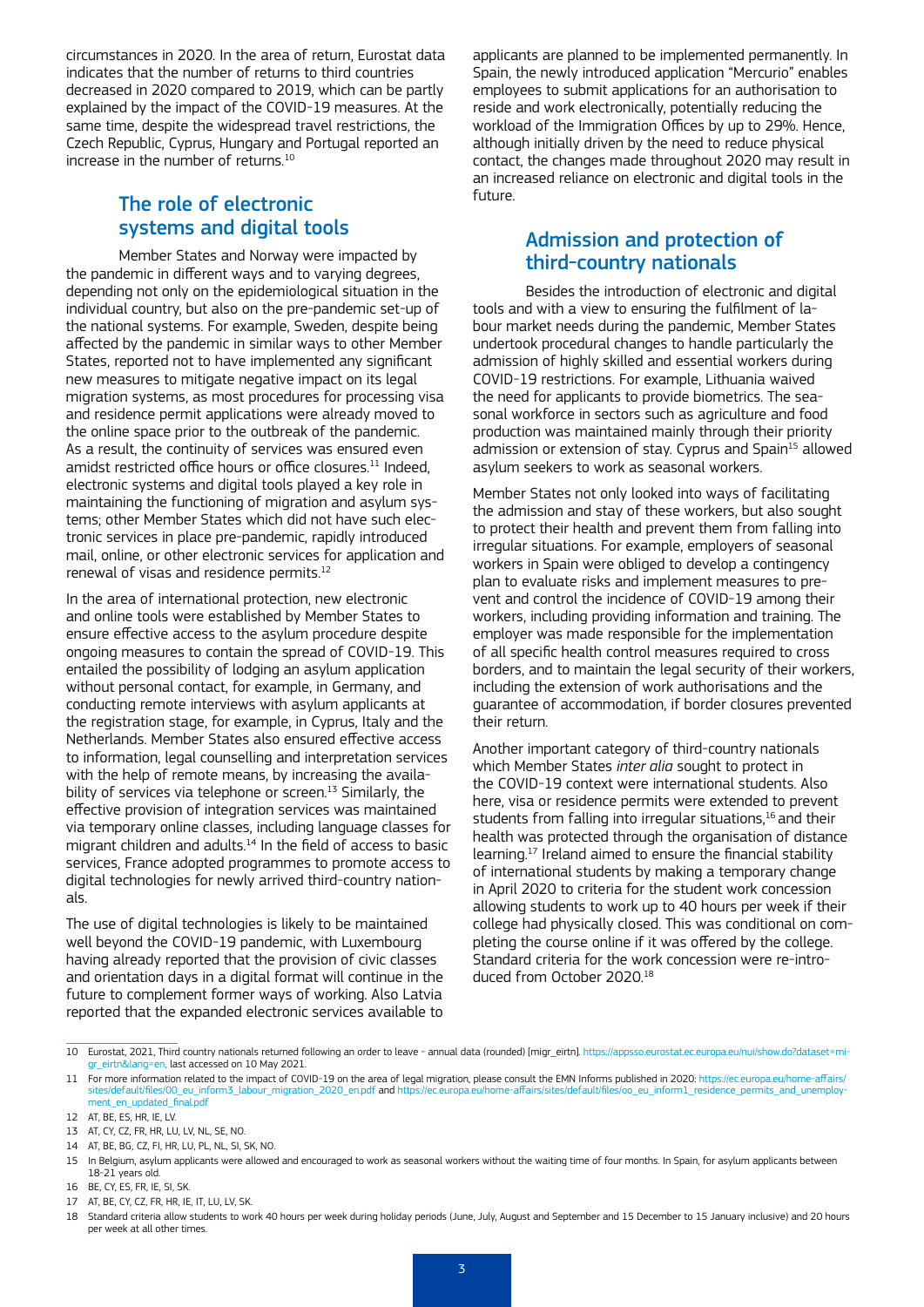circumstances in 2020. In the area of return, Eurostat data indicates that the number of returns to third countries decreased in 2020 compared to 2019, which can be partly explained by the impact of the COVID-19 measures. At the same time, despite the widespread travel restrictions, the Czech Republic, Cyprus, Hungary and Portugal reported an increase in the number of returns.[10]

## The role of electronic systems and digital tools

Member States and Norway were impacted by the pandemic in different ways and to varying degrees, depending not only on the epidemiological situation in the individual country, but also on the pre-pandemic set-up of the national systems. For example, Sweden, despite being affected by the pandemic in similar ways to other Member States, reported not to have implemented any significant new measures to mitigate negative impact on its legal migration systems, as most procedures for processing visa and residence permit applications were already moved to the online space prior to the outbreak of the pandemic. As a result, the continuity of services was ensured even amidst restricted office hours or office closures.[11] Indeed, electronic systems and digital tools played a key role in maintaining the functioning of migration and asylum systems; other Member States which did not have such electronic services in place pre-pandemic, rapidly introduced mail, online, or other electronic services for application and renewal of visas and residence permits.[12]

In the area of international protection, new electronic and online tools were established by Member States to ensure effective access to the asylum procedure despite ongoing measures to contain the spread of COVID-19. This entailed the possibility of lodging an asylum application without personal contact, for example, in Germany, and conducting remote interviews with asylum applicants at the registration stage, for example, in Cyprus, Italy and the Netherlands. Member States also ensured effective access to information, legal counselling and interpretation services with the help of remote means, by increasing the availability of services via telephone or screen.[13] Similarly, the effective provision of integration services was maintained via temporary online classes, including language classes for migrant children and adults.[14] In the field of access to basic services, France adopted programmes to promote access to digital technologies for newly arrived third-country nationals.

The use of digital technologies is likely to be maintained well beyond the COVID-19 pandemic, with Luxembourg having already reported that the provision of civic classes and orientation days in a digital format will continue in the future to complement former ways of working. Also Latvia reported that the expanded electronic services available to applicants are planned to be implemented permanently. In Spain, the newly introduced application "Mercurio" enables employees to submit applications for an authorisation to reside and work electronically, potentially reducing the workload of the Immigration Offices by up to 29%. Hence, although initially driven by the need to reduce physical contact, the changes made throughout 2020 may result in an increased reliance on electronic and digital tools in the future.

## Admission and protection of third-country nationals

Besides the introduction of electronic and digital tools and with a view to ensuring the fulfilment of labour market needs during the pandemic, Member States undertook procedural changes to handle particularly the admission of highly skilled and essential workers during COVID-19 restrictions. For example, Lithuania waived the need for applicants to provide biometrics. The seasonal workforce in sectors such as agriculture and food production was maintained mainly through their priority admission or extension of stay. Cyprus and Spain[15] allowed asylum seekers to work as seasonal workers.

Member States not only looked into ways of facilitating the admission and stay of these workers, but also sought to protect their health and prevent them from falling into irregular situations. For example, employers of seasonal workers in Spain were obliged to develop a contingency plan to evaluate risks and implement measures to prevent and control the incidence of COVID-19 among their workers, including providing information and training. The employer was made responsible for the implementation of all specific health control measures required to cross borders, and to maintain the legal security of their workers, including the extension of work authorisations and the guarantee of accommodation, if border closures prevented their return.

Another important category of third-country nationals which Member States *inter alia* sought to protect in the COVID-19 context were international students. Also here, visa or residence permits were extended to prevent students from falling into irregular situations,[16] and their health was protected through the organisation of distance learning.[17] Ireland aimed to ensure the financial stability of international students by making a temporary change in April 2020 to criteria for the student work concession allowing students to work up to 40 hours per week if their college had physically closed. This was conditional on completing the course online if it was offered by the college. Standard criteria for the work concession were re-introduced from October 2020.[18]

---

10 Eurostat, 2021, Third country nationals returned following an order to leave - annual data (rounded) [migr_eirtn]. https://appsso.eurostat.ec.europa.eu/nui/show.do?dataset=migr_eirtn&lang=en, last accessed on 10 May 2021.

11 For more information related to the impact of COVID-19 on the area of legal migration, please consult the EMN Informs published in 2020: https://ec.europa.eu/home-affairs/sites/default/files/00_eu_inform3_labour_migration_2020_en.pdf and https://ec.europa.eu/home-affairs/sites/default/files/oo_eu_inform1_residence_permits_and_unemployment_en_updated_final.pdf

12 AT, BE, ES, HR, IE, LV.

13 AT, CY, CZ, FR, HR, LU, LV, NL, SE, NO.

14 AT, BE, BG, CZ, FI, HR, LU, PL, NL, SI, SK, NO.

15 In Belgium, asylum applicants were allowed and encouraged to work as seasonal workers without the waiting time of four months. In Spain, for asylum applicants between 18-21 years old.

16 BE, CY, ES, FR, IE, SI, SK.

17 AT, BE, CY, CZ, FR, HR, IE, IT, LU, LV, SK.

18 Standard criteria allow students to work 40 hours per week during holiday periods (June, July, August and September and 15 December to 15 January inclusive) and 20 hours per week at all other times.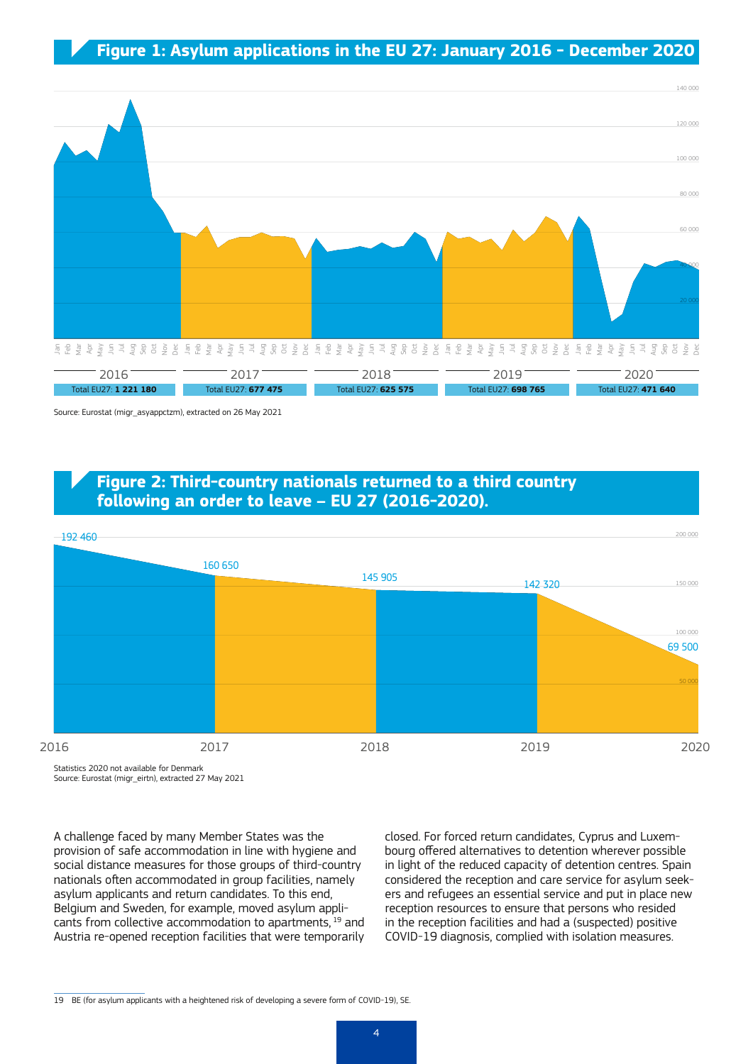## Figure 1: Asylum applications in the EU 27: January 2016 – December 2020

| 2016 | 2017 | 2018 | 2019 | 2020 |
|---|---|---|---|---|
| Total EU27: **1 221 180** | Total EU27: **677 475** | Total EU27: **625 575** | Total EU27: **698 765** | Total EU27: **471 640** |

Source: Eurostat (migr_asyappctzm), extracted on 26 May 2021

## Figure 2: Third-country nationals returned to a third country following an order to leave – EU 27 (2016-2020).

| 2016 | 2017 | 2018 | 2019 | 2020 |
|---|---|---|---|---|
| 192 460 | 160 650 | 145 905 | 142 320 | 69 500 |

Statistics 2020 not available for Denmark
Source: Eurostat (migr_eirtn), extracted 27 May 2021

A challenge faced by many Member States was the provision of safe accommodation in line with hygiene and social distance measures for those groups of third-country nationals often accommodated in group facilities, namely asylum applicants and return candidates. To this end, Belgium and Sweden, for example, moved asylum applicants from collective accommodation to apartments,[19] and Austria re-opened reception facilities that were temporarily closed. For forced return candidates, Cyprus and Luxembourg offered alternatives to detention wherever possible in light of the reduced capacity of detention centres. Spain considered the reception and care service for asylum seekers and refugees an essential service and put in place new reception resources to ensure that persons who resided in the reception facilities and had a (suspected) positive COVID-19 diagnosis, complied with isolation measures.

19 BE (for asylum applicants with a heightened risk of developing a severe form of COVID-19), SE.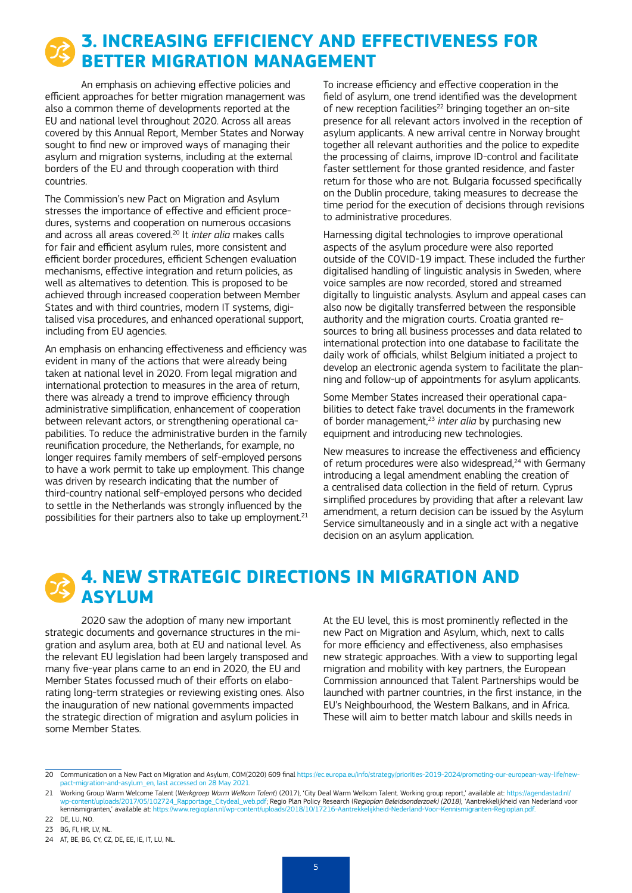# 3. INCREASING EFFICIENCY AND EFFECTIVENESS FOR BETTER MIGRATION MANAGEMENT

An emphasis on achieving effective policies and efficient approaches for better migration management was also a common theme of developments reported at the EU and national level throughout 2020. Across all areas covered by this Annual Report, Member States and Norway sought to find new or improved ways of managing their asylum and migration systems, including at the external borders of the EU and through cooperation with third countries.

The Commission's new Pact on Migration and Asylum stresses the importance of effective and efficient procedures, systems and cooperation on numerous occasions and across all areas covered.[20] It *inter alia* makes calls for fair and efficient asylum rules, more consistent and efficient border procedures, efficient Schengen evaluation mechanisms, effective integration and return policies, as well as alternatives to detention. This is proposed to be achieved through increased cooperation between Member States and with third countries, modern IT systems, digitalised visa procedures, and enhanced operational support, including from EU agencies.

An emphasis on enhancing effectiveness and efficiency was evident in many of the actions that were already being taken at national level in 2020. From legal migration and international protection to measures in the area of return, there was already a trend to improve efficiency through administrative simplification, enhancement of cooperation between relevant actors, or strengthening operational capabilities. To reduce the administrative burden in the family reunification procedure, the Netherlands, for example, no longer requires family members of self-employed persons to have a work permit to take up employment. This change was driven by research indicating that the number of third-country national self-employed persons who decided to settle in the Netherlands was strongly influenced by the possibilities for their partners also to take up employment.[21]

To increase efficiency and effective cooperation in the field of asylum, one trend identified was the development of new reception facilities[22] bringing together an on-site presence for all relevant actors involved in the reception of asylum applicants. A new arrival centre in Norway brought together all relevant authorities and the police to expedite the processing of claims, improve ID-control and facilitate faster settlement for those granted residence, and faster return for those who are not. Bulgaria focussed specifically on the Dublin procedure, taking measures to decrease the time period for the execution of decisions through revisions to administrative procedures.

Harnessing digital technologies to improve operational aspects of the asylum procedure were also reported outside of the COVID-19 impact. These included the further digitalised handling of linguistic analysis in Sweden, where voice samples are now recorded, stored and streamed digitally to linguistic analysts. Asylum and appeal cases can also now be digitally transferred between the responsible authority and the migration courts. Croatia granted resources to bring all business processes and data related to international protection into one database to facilitate the daily work of officials, whilst Belgium initiated a project to develop an electronic agenda system to facilitate the planning and follow-up of appointments for asylum applicants.

Some Member States increased their operational capabilities to detect fake travel documents in the framework of border management,[23] *inter alia* by purchasing new equipment and introducing new technologies.

New measures to increase the effectiveness and efficiency of return procedures were also widespread,[24] with Germany introducing a legal amendment enabling the creation of a centralised data collection in the field of return. Cyprus simplified procedures by providing that after a relevant law amendment, a return decision can be issued by the Asylum Service simultaneously and in a single act with a negative decision on an asylum application.

# 4. NEW STRATEGIC DIRECTIONS IN MIGRATION AND ASYLUM

2020 saw the adoption of many new important strategic documents and governance structures in the migration and asylum area, both at EU and national level. As the relevant EU legislation had been largely transposed and many five-year plans came to an end in 2020, the EU and Member States focussed much of their efforts on elaborating long-term strategies or reviewing existing ones. Also the inauguration of new national governments impacted the strategic direction of migration and asylum policies in some Member States.

At the EU level, this is most prominently reflected in the new Pact on Migration and Asylum, which, next to calls for more efficiency and effectiveness, also emphasises new strategic approaches. With a view to supporting legal migration and mobility with key partners, the European Commission announced that Talent Partnerships would be launched with partner countries, in the first instance, in the EU's Neighbourhood, the Western Balkans, and in Africa. These will aim to better match labour and skills needs in

---

20 Communication on a New Pact on Migration and Asylum, COM(2020) 609 final https://ec.europa.eu/info/strategy/priorities-2019-2024/promoting-our-european-way-life/new-pact-migration-and-asylum_en, last accessed on 28 May 2021.

21 Working Group Warm Welcome Talent (*Werkgroep Warm Welkom Talent*) (2017), 'City Deal Warm Welkom Talent. Working group report,' available at: https://agendastad.nl/wp-content/uploads/2017/05/102724_Rapportage_Citydeal_web.pdf; Regio Plan Policy Research (*Regioplan Beleidsonderzoek) (2018)*, 'Aantrekkelijkheid van Nederland voor kennismigranten,' available at: https://www.regioplan.nl/wp-content/uploads/2018/10/17216-Aantrekkelijkheid-Nederland-Voor-Kennismigranten-Regioplan.pdf.

22 DE, LU, NO.

23 BG, FI, HR, LV, NL.

24 AT, BE, BG, CY, CZ, DE, EE, IE, IT, LU, NL.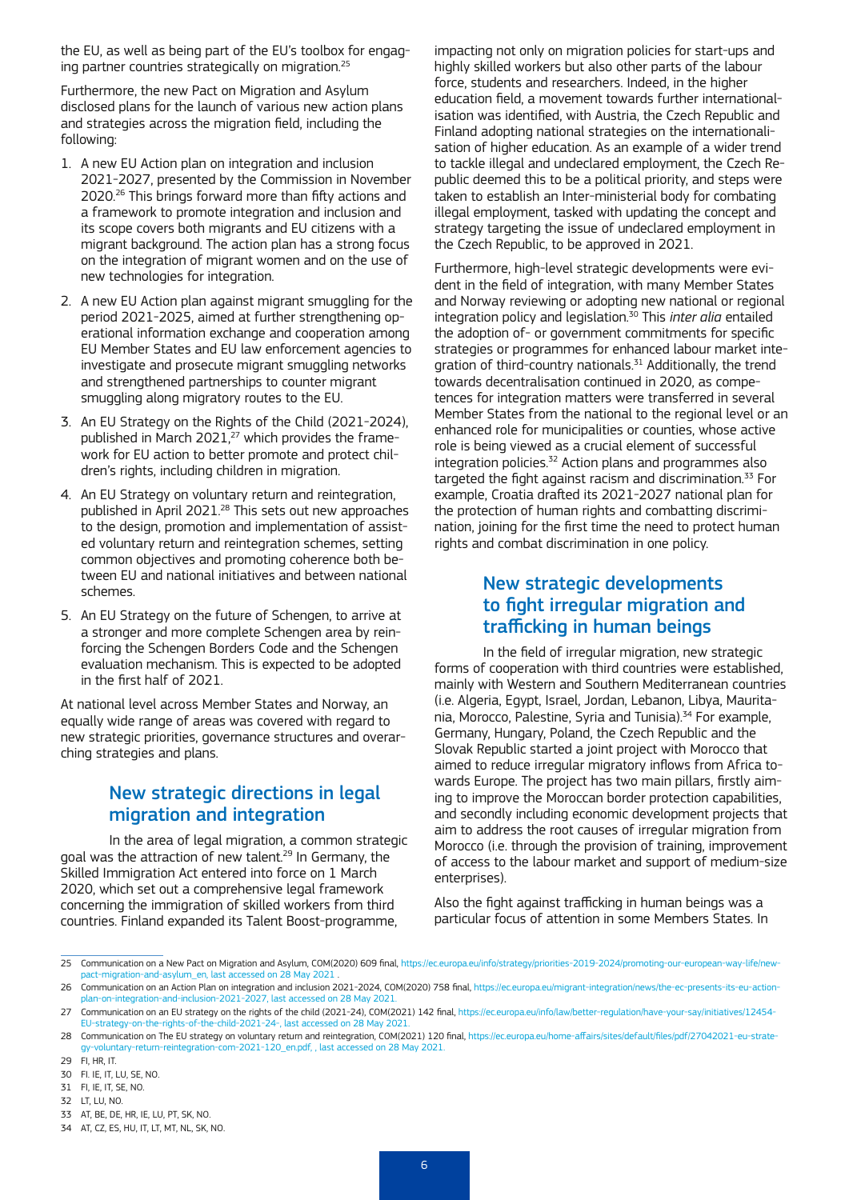the EU, as well as being part of the EU's toolbox for engaging partner countries strategically on migration.[25]

Furthermore, the new Pact on Migration and Asylum disclosed plans for the launch of various new action plans and strategies across the migration field, including the following:

1. A new EU Action plan on integration and inclusion 2021-2027, presented by the Commission in November 2020.[26] This brings forward more than fifty actions and a framework to promote integration and inclusion and its scope covers both migrants and EU citizens with a migrant background. The action plan has a strong focus on the integration of migrant women and on the use of new technologies for integration.
2. A new EU Action plan against migrant smuggling for the period 2021-2025, aimed at further strengthening operational information exchange and cooperation among EU Member States and EU law enforcement agencies to investigate and prosecute migrant smuggling networks and strengthened partnerships to counter migrant smuggling along migratory routes to the EU.
3. An EU Strategy on the Rights of the Child (2021-2024), published in March 2021,[27] which provides the framework for EU action to better promote and protect children's rights, including children in migration.
4. An EU Strategy on voluntary return and reintegration, published in April 2021.[28] This sets out new approaches to the design, promotion and implementation of assisted voluntary return and reintegration schemes, setting common objectives and promoting coherence both between EU and national initiatives and between national schemes.
5. An EU Strategy on the future of Schengen, to arrive at a stronger and more complete Schengen area by reinforcing the Schengen Borders Code and the Schengen evaluation mechanism. This is expected to be adopted in the first half of 2021.

At national level across Member States and Norway, an equally wide range of areas was covered with regard to new strategic priorities, governance structures and overarching strategies and plans.

## New strategic directions in legal migration and integration

In the area of legal migration, a common strategic goal was the attraction of new talent.[29] In Germany, the Skilled Immigration Act entered into force on 1 March 2020, which set out a comprehensive legal framework concerning the immigration of skilled workers from third countries. Finland expanded its Talent Boost-programme, impacting not only on migration policies for start-ups and highly skilled workers but also other parts of the labour force, students and researchers. Indeed, in the higher education field, a movement towards further internationalisation was identified, with Austria, the Czech Republic and Finland adopting national strategies on the internationalisation of higher education. As an example of a wider trend to tackle illegal and undeclared employment, the Czech Republic deemed this to be a political priority, and steps were taken to establish an Inter-ministerial body for combating illegal employment, tasked with updating the concept and strategy targeting the issue of undeclared employment in the Czech Republic, to be approved in 2021.

Furthermore, high-level strategic developments were evident in the field of integration, with many Member States and Norway reviewing or adopting new national or regional integration policy and legislation.[30] This *inter alia* entailed the adoption of- or government commitments for specific strategies or programmes for enhanced labour market integration of third-country nationals.[31] Additionally, the trend towards decentralisation continued in 2020, as competences for integration matters were transferred in several Member States from the national to the regional level or an enhanced role for municipalities or counties, whose active role is being viewed as a crucial element of successful integration policies.[32] Action plans and programmes also targeted the fight against racism and discrimination.[33] For example, Croatia drafted its 2021-2027 national plan for the protection of human rights and combatting discrimination, joining for the first time the need to protect human rights and combat discrimination in one policy.

## New strategic developments to fight irregular migration and trafficking in human beings

In the field of irregular migration, new strategic forms of cooperation with third countries were established, mainly with Western and Southern Mediterranean countries (i.e. Algeria, Egypt, Israel, Jordan, Lebanon, Libya, Mauritania, Morocco, Palestine, Syria and Tunisia).[34] For example, Germany, Hungary, Poland, the Czech Republic and the Slovak Republic started a joint project with Morocco that aimed to reduce irregular migratory inflows from Africa towards Europe. The project has two main pillars, firstly aiming to improve the Moroccan border protection capabilities, and secondly including economic development projects that aim to address the root causes of irregular migration from Morocco (i.e. through the provision of training, improvement of access to the labour market and support of medium-size enterprises).

Also the fight against trafficking in human beings was a particular focus of attention in some Members States. In

---

25 Communication on a New Pact on Migration and Asylum, COM(2020) 609 final, https://ec.europa.eu/info/strategy/priorities-2019-2024/promoting-our-european-way-life/new-pact-migration-and-asylum_en, last accessed on 28 May 2021 .

26 Communication on an Action Plan on integration and inclusion 2021-2024, COM(2020) 758 final, https://ec.europa.eu/migrant-integration/news/the-ec-presents-its-eu-action-plan-on-integration-and-inclusion-2021-2027, last accessed on 28 May 2021.

27 Communication on an EU strategy on the rights of the child (2021-24), COM(2021) 142 final, https://ec.europa.eu/info/law/better-regulation/have-your-say/initiatives/12454-EU-strategy-on-the-rights-of-the-child-2021-24-, last accessed on 28 May 2021.

28 Communication on The EU strategy on voluntary return and reintegration, COM(2021) 120 final, https://ec.europa.eu/home-affairs/sites/default/files/pdf/27042021-eu-strategy-voluntary-return-reintegration-com-2021-120_en.pdf, , last accessed on 28 May 2021.

29 FI, HR, IT.

30 FI. IE, IT, LU, SE, NO.

31 FI, IE, IT, SE, NO.

32 LT, LU, NO.

33 AT, BE, DE, HR, IE, LU, PT, SK, NO.

34 AT, CZ, ES, HU, IT, LT, MT, NL, SK, NO.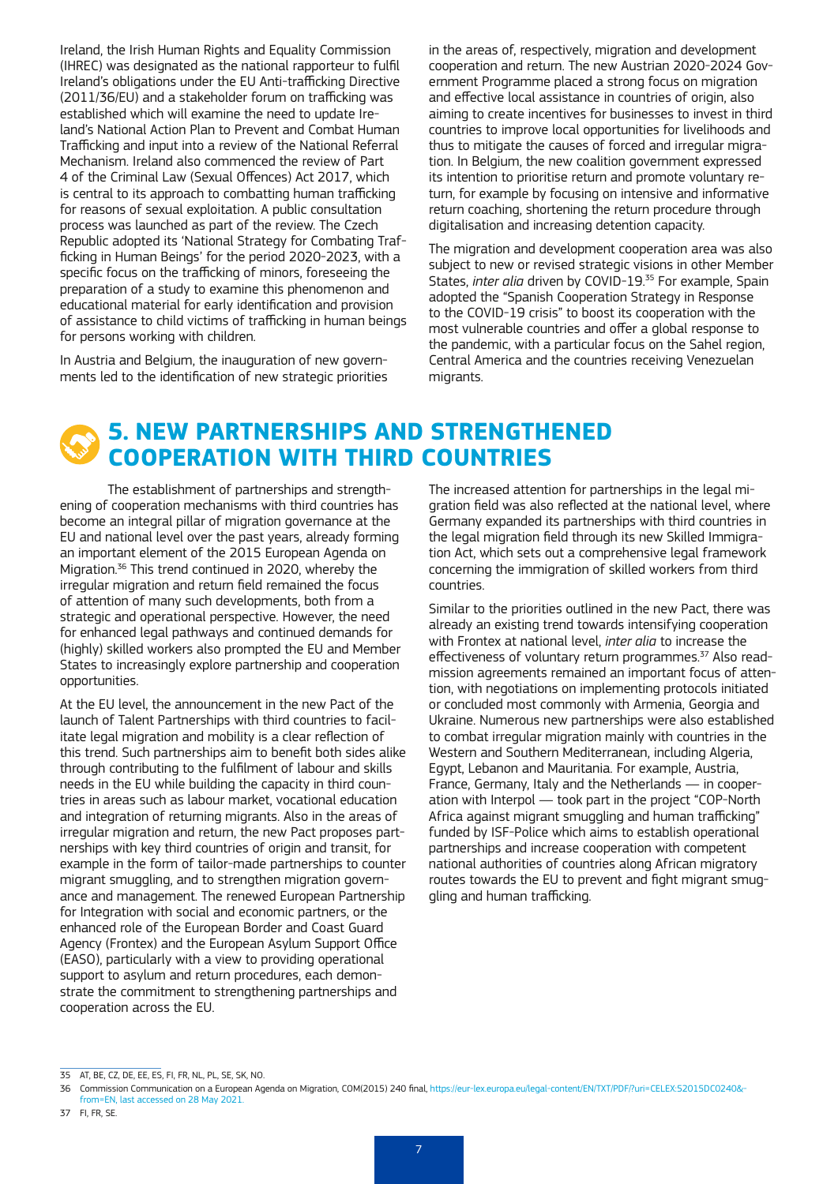Ireland, the Irish Human Rights and Equality Commission (IHREC) was designated as the national rapporteur to fulfil Ireland's obligations under the EU Anti-trafficking Directive (2011/36/EU) and a stakeholder forum on trafficking was established which will examine the need to update Ireland's National Action Plan to Prevent and Combat Human Trafficking and input into a review of the National Referral Mechanism. Ireland also commenced the review of Part 4 of the Criminal Law (Sexual Offences) Act 2017, which is central to its approach to combatting human trafficking for reasons of sexual exploitation. A public consultation process was launched as part of the review. The Czech Republic adopted its 'National Strategy for Combating Trafficking in Human Beings' for the period 2020-2023, with a specific focus on the trafficking of minors, foreseeing the preparation of a study to examine this phenomenon and educational material for early identification and provision of assistance to child victims of trafficking in human beings for persons working with children.

In Austria and Belgium, the inauguration of new governments led to the identification of new strategic priorities in the areas of, respectively, migration and development cooperation and return. The new Austrian 2020-2024 Government Programme placed a strong focus on migration and effective local assistance in countries of origin, also aiming to create incentives for businesses to invest in third countries to improve local opportunities for livelihoods and thus to mitigate the causes of forced and irregular migration. In Belgium, the new coalition government expressed its intention to prioritise return and promote voluntary return, for example by focusing on intensive and informative return coaching, shortening the return procedure through digitalisation and increasing detention capacity.

The migration and development cooperation area was also subject to new or revised strategic visions in other Member States, *inter alia* driven by COVID-19.[35] For example, Spain adopted the "Spanish Cooperation Strategy in Response to the COVID-19 crisis" to boost its cooperation with the most vulnerable countries and offer a global response to the pandemic, with a particular focus on the Sahel region, Central America and the countries receiving Venezuelan migrants.

## 5. NEW PARTNERSHIPS AND STRENGTHENED COOPERATION WITH THIRD COUNTRIES

The establishment of partnerships and strengthening of cooperation mechanisms with third countries has become an integral pillar of migration governance at the EU and national level over the past years, already forming an important element of the 2015 European Agenda on Migration.[36] This trend continued in 2020, whereby the irregular migration and return field remained the focus of attention of many such developments, both from a strategic and operational perspective. However, the need for enhanced legal pathways and continued demands for (highly) skilled workers also prompted the EU and Member States to increasingly explore partnership and cooperation opportunities.

At the EU level, the announcement in the new Pact of the launch of Talent Partnerships with third countries to facilitate legal migration and mobility is a clear reflection of this trend. Such partnerships aim to benefit both sides alike through contributing to the fulfilment of labour and skills needs in the EU while building the capacity in third countries in areas such as labour market, vocational education and integration of returning migrants. Also in the areas of irregular migration and return, the new Pact proposes partnerships with key third countries of origin and transit, for example in the form of tailor-made partnerships to counter migrant smuggling, and to strengthen migration governance and management. The renewed European Partnership for Integration with social and economic partners, or the enhanced role of the European Border and Coast Guard Agency (Frontex) and the European Asylum Support Office (EASO), particularly with a view to providing operational support to asylum and return procedures, each demonstrate the commitment to strengthening partnerships and cooperation across the EU.

The increased attention for partnerships in the legal migration field was also reflected at the national level, where Germany expanded its partnerships with third countries in the legal migration field through its new Skilled Immigration Act, which sets out a comprehensive legal framework concerning the immigration of skilled workers from third countries.

Similar to the priorities outlined in the new Pact, there was already an existing trend towards intensifying cooperation with Frontex at national level, *inter alia* to increase the effectiveness of voluntary return programmes.[37] Also readmission agreements remained an important focus of attention, with negotiations on implementing protocols initiated or concluded most commonly with Armenia, Georgia and Ukraine. Numerous new partnerships were also established to combat irregular migration mainly with countries in the Western and Southern Mediterranean, including Algeria, Egypt, Lebanon and Mauritania. For example, Austria, France, Germany, Italy and the Netherlands — in cooperation with Interpol — took part in the project "COP-North Africa against migrant smuggling and human trafficking" funded by ISF-Police which aims to establish operational partnerships and increase cooperation with competent national authorities of countries along African migratory routes towards the EU to prevent and fight migrant smuggling and human trafficking.

---

35 AT, BE, CZ, DE, EE, ES, FI, FR, NL, PL, SE, SK, NO.

36 Commission Communication on a European Agenda on Migration, COM(2015) 240 final, https://eur-lex.europa.eu/legal-content/EN/TXT/PDF/?uri=CELEX:52015DC0240&from=EN, last accessed on 28 May 2021.

37 FI, FR, SE.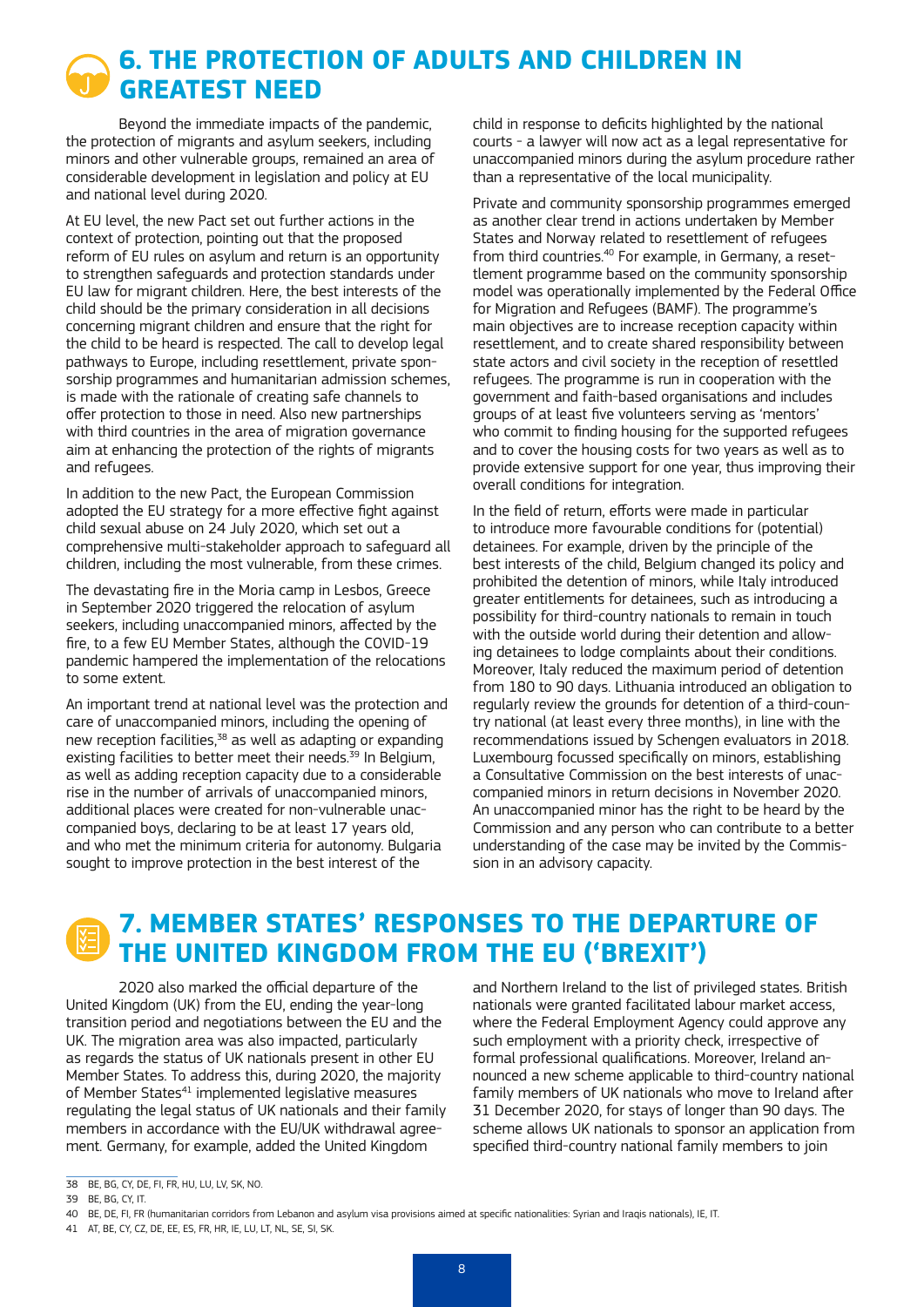## 6. THE PROTECTION OF ADULTS AND CHILDREN IN GREATEST NEED

Beyond the immediate impacts of the pandemic, the protection of migrants and asylum seekers, including minors and other vulnerable groups, remained an area of considerable development in legislation and policy at EU and national level during 2020.

At EU level, the new Pact set out further actions in the context of protection, pointing out that the proposed reform of EU rules on asylum and return is an opportunity to strengthen safeguards and protection standards under EU law for migrant children. Here, the best interests of the child should be the primary consideration in all decisions concerning migrant children and ensure that the right for the child to be heard is respected. The call to develop legal pathways to Europe, including resettlement, private sponsorship programmes and humanitarian admission schemes, is made with the rationale of creating safe channels to offer protection to those in need. Also new partnerships with third countries in the area of migration governance aim at enhancing the protection of the rights of migrants and refugees.

In addition to the new Pact, the European Commission adopted the EU strategy for a more effective fight against child sexual abuse on 24 July 2020, which set out a comprehensive multi-stakeholder approach to safeguard all children, including the most vulnerable, from these crimes.

The devastating fire in the Moria camp in Lesbos, Greece in September 2020 triggered the relocation of asylum seekers, including unaccompanied minors, affected by the fire, to a few EU Member States, although the COVID-19 pandemic hampered the implementation of the relocations to some extent.

An important trend at national level was the protection and care of unaccompanied minors, including the opening of new reception facilities,[38] as well as adapting or expanding existing facilities to better meet their needs.[39] In Belgium, as well as adding reception capacity due to a considerable rise in the number of arrivals of unaccompanied minors, additional places were created for non-vulnerable unaccompanied boys, declaring to be at least 17 years old, and who met the minimum criteria for autonomy. Bulgaria sought to improve protection in the best interest of the child in response to deficits highlighted by the national courts - a lawyer will now act as a legal representative for unaccompanied minors during the asylum procedure rather than a representative of the local municipality.

Private and community sponsorship programmes emerged as another clear trend in actions undertaken by Member States and Norway related to resettlement of refugees from third countries.[40] For example, in Germany, a resettlement programme based on the community sponsorship model was operationally implemented by the Federal Office for Migration and Refugees (BAMF). The programme's main objectives are to increase reception capacity within resettlement, and to create shared responsibility between state actors and civil society in the reception of resettled refugees. The programme is run in cooperation with the government and faith-based organisations and includes groups of at least five volunteers serving as 'mentors' who commit to finding housing for the supported refugees and to cover the housing costs for two years as well as to provide extensive support for one year, thus improving their overall conditions for integration.

In the field of return, efforts were made in particular to introduce more favourable conditions for (potential) detainees. For example, driven by the principle of the best interests of the child, Belgium changed its policy and prohibited the detention of minors, while Italy introduced greater entitlements for detainees, such as introducing a possibility for third-country nationals to remain in touch with the outside world during their detention and allowing detainees to lodge complaints about their conditions. Moreover, Italy reduced the maximum period of detention from 180 to 90 days. Lithuania introduced an obligation to regularly review the grounds for detention of a third-country national (at least every three months), in line with the recommendations issued by Schengen evaluators in 2018. Luxembourg focussed specifically on minors, establishing a Consultative Commission on the best interests of unaccompanied minors in return decisions in November 2020. An unaccompanied minor has the right to be heard by the Commission and any person who can contribute to a better understanding of the case may be invited by the Commission in an advisory capacity.

## 7. MEMBER STATES' RESPONSES TO THE DEPARTURE OF THE UNITED KINGDOM FROM THE EU ('BREXIT')

2020 also marked the official departure of the United Kingdom (UK) from the EU, ending the year-long transition period and negotiations between the EU and the UK. The migration area was also impacted, particularly as regards the status of UK nationals present in other EU Member States. To address this, during 2020, the majority of Member States[41] implemented legislative measures regulating the legal status of UK nationals and their family members in accordance with the EU/UK withdrawal agreement. Germany, for example, added the United Kingdom and Northern Ireland to the list of privileged states. British nationals were granted facilitated labour market access, where the Federal Employment Agency could approve any such employment with a priority check, irrespective of formal professional qualifications. Moreover, Ireland announced a new scheme applicable to third-country national family members of UK nationals who move to Ireland after 31 December 2020, for stays of longer than 90 days. The scheme allows UK nationals to sponsor an application from specified third-country national family members to join

---

38 BE, BG, CY, DE, FI, FR, HU, LU, LV, SK, NO.

39 BE, BG, CY, IT.

40 BE, DE, FI, FR (humanitarian corridors from Lebanon and asylum visa provisions aimed at specific nationalities: Syrian and Iraqis nationals), IE, IT.

41 AT, BE, CY, CZ, DE, EE, ES, FR, HR, IE, LU, LT, NL, SE, SI, SK.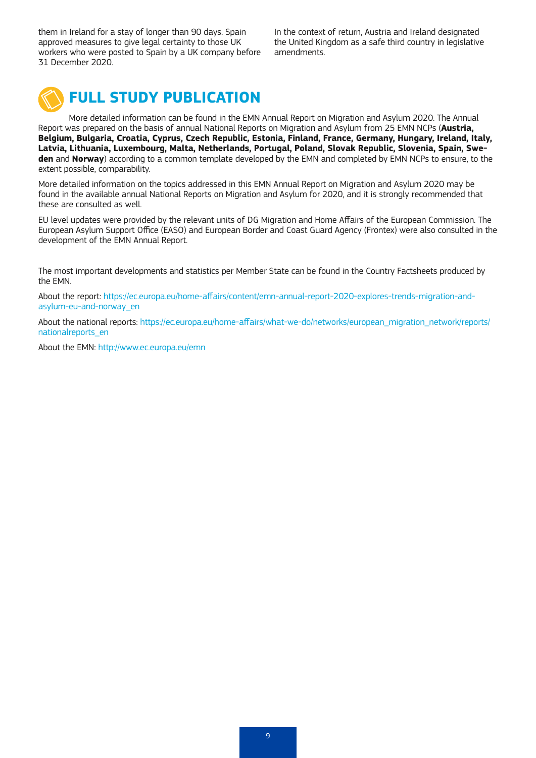them in Ireland for a stay of longer than 90 days. Spain approved measures to give legal certainty to those UK workers who were posted to Spain by a UK company before 31 December 2020.

In the context of return, Austria and Ireland designated the United Kingdom as a safe third country in legislative amendments.

## FULL STUDY PUBLICATION

More detailed information can be found in the EMN Annual Report on Migration and Asylum 2020. The Annual Report was prepared on the basis of annual National Reports on Migration and Asylum from 25 EMN NCPs (**Austria, Belgium, Bulgaria, Croatia, Cyprus, Czech Republic, Estonia, Finland, France, Germany, Hungary, Ireland, Italy, Latvia, Lithuania, Luxembourg, Malta, Netherlands, Portugal, Poland, Slovak Republic, Slovenia, Spain, Sweden** and **Norway**) according to a common template developed by the EMN and completed by EMN NCPs to ensure, to the extent possible, comparability.

More detailed information on the topics addressed in this EMN Annual Report on Migration and Asylum 2020 may be found in the available annual National Reports on Migration and Asylum for 2020, and it is strongly recommended that these are consulted as well.

EU level updates were provided by the relevant units of DG Migration and Home Affairs of the European Commission. The European Asylum Support Office (EASO) and European Border and Coast Guard Agency (Frontex) were also consulted in the development of the EMN Annual Report.

The most important developments and statistics per Member State can be found in the Country Factsheets produced by the EMN.

About the report: https://ec.europa.eu/home-affairs/content/emn-annual-report-2020-explores-trends-migration-and-asylum-eu-and-norway_en

About the national reports: https://ec.europa.eu/home-affairs/what-we-do/networks/european_migration_network/reports/nationalreports_en

About the EMN: http://www.ec.europa.eu/emn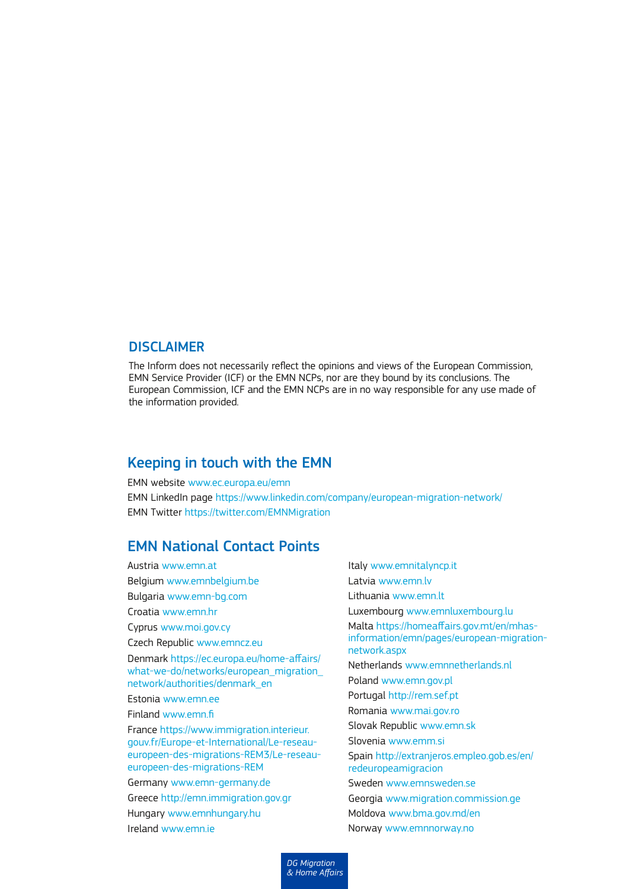## DISCLAIMER

The Inform does not necessarily reflect the opinions and views of the European Commission, EMN Service Provider (ICF) or the EMN NCPs, nor are they bound by its conclusions. The European Commission, ICF and the EMN NCPs are in no way responsible for any use made of the information provided.

## Keeping in touch with the EMN

EMN website www.ec.europa.eu/emn
EMN LinkedIn page https://www.linkedin.com/company/european-migration-network/
EMN Twitter https://twitter.com/EMNMigration

## EMN National Contact Points

Austria www.emn.at

Belgium www.emnbelgium.be

Bulgaria www.emn-bg.com

Croatia www.emn.hr

Cyprus www.moi.gov.cy

Czech Republic www.emncz.eu

Denmark https://ec.europa.eu/home-affairs/what-we-do/networks/european_migration_network/authorities/denmark_en

Estonia www.emn.ee

Finland www.emn.fi

France https://www.immigration.interieur.gouv.fr/Europe-et-International/Le-reseau-europeen-des-migrations-REM3/Le-reseau-europeen-des-migrations-REM

Germany www.emn-germany.de

Greece http://emn.immigration.gov.gr

Hungary www.emnhungary.hu

Ireland www.emn.ie

Italy www.emnitalyncp.it

Latvia www.emn.lv

Lithuania www.emn.lt

Luxembourg www.emnluxembourg.lu

Malta https://homeaffairs.gov.mt/en/mhas-information/emn/pages/european-migration-network.aspx

Netherlands www.emnnetherlands.nl

Poland www.emn.gov.pl

Portugal http://rem.sef.pt

Romania www.mai.gov.ro

Slovak Republic www.emn.sk

Slovenia www.emm.si

Spain http://extranjeros.empleo.gob.es/en/redeuropeamigracion

Sweden www.emnsweden.se

Georgia www.migration.commission.ge

Moldova www.bma.gov.md/en

Norway www.emnnorway.no

*DG Migration & Home Affairs*